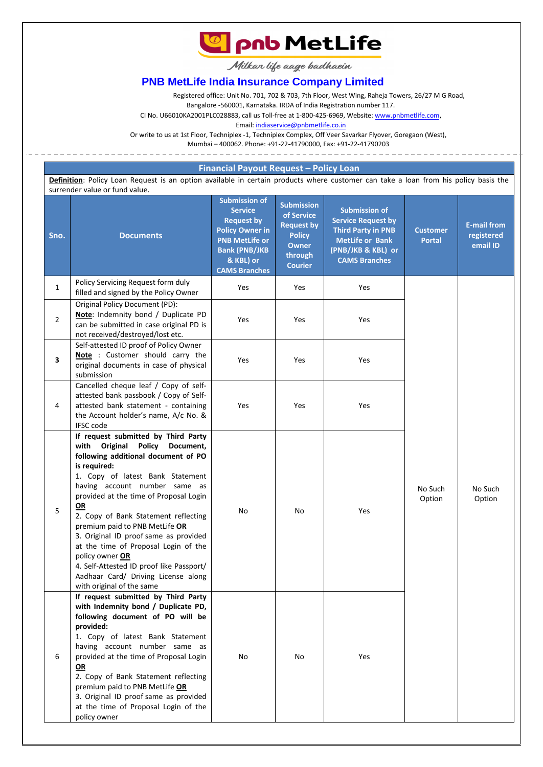# PNB MetLife India Insurance Company Limited

Milkar life aage badhaein

Registered office: Unit No. 701, 702 & 703, 7th Floor, West Wing, Raheja Towers, 26/27 M G Road, Bangalore -560001, Karnataka. IRDA of India Registration number 117.
CI No. U66010KA2001PLC028883, call us Toll-free at 1-800-425-6969, Website: www.pnbmetlife.com,
Email: indiaservice@pnbmetlife.co.in
Or write to us at 1st Floor, Techniplex -1, Techniplex Complex, Off Veer Savarkar Flyover, Goregaon (West), Mumbai – 400062. Phone: +91-22-41790000, Fax: +91-22-41790203

## Financial Payout Request – Policy Loan

**Definition**: Policy Loan Request is an option available in certain products where customer can take a loan from his policy basis the surrender value or fund value.

| Sno. | Documents | Submission of Service Request by Policy Owner in PNB MetLife or Bank (PNB/JKB & KBL) or CAMS Branches | Submission of Service Request by Policy Owner through Courier | Submission of Service Request by Third Party in PNB MetLife or Bank (PNB/JKB & KBL) or CAMS Branches | Customer Portal | E-mail from registered email ID |
|---|---|---|---|---|---|---|
| 1 | Policy Servicing Request form duly filled and signed by the Policy Owner | Yes | Yes | Yes | No Such Option | No Such Option |
| 2 | Original Policy Document (PD): **Note**: Indemnity bond / Duplicate PD can be submitted in case original PD is not received/destroyed/lost etc. | Yes | Yes | Yes | | |
| **3** | Self-attested ID proof of Policy Owner **Note** : Customer should carry the original documents in case of physical submission | Yes | Yes | Yes | | |
| 4 | Cancelled cheque leaf / Copy of self-attested bank passbook / Copy of Self-attested bank statement - containing the Account holder's name, A/c No. & IFSC code | Yes | Yes | Yes | | |
| 5 | **If request submitted by Third Party with Original Policy Document, following additional document of PO is required:** 1. Copy of latest Bank Statement having account number same as provided at the time of Proposal Login **OR** 2. Copy of Bank Statement reflecting premium paid to PNB MetLife **OR** 3. Original ID proof same as provided at the time of Proposal Login of the policy owner **OR** 4. Self-Attested ID proof like Passport/ Aadhaar Card/ Driving License along with original of the same | No | No | Yes | | |
| 6 | **If request submitted by Third Party with Indemnity bond / Duplicate PD, following document of PO will be provided:** 1. Copy of latest Bank Statement having account number same as provided at the time of Proposal Login **OR** 2. Copy of Bank Statement reflecting premium paid to PNB MetLife **OR** 3. Original ID proof same as provided at the time of Proposal Login of the policy owner | No | No | Yes | | |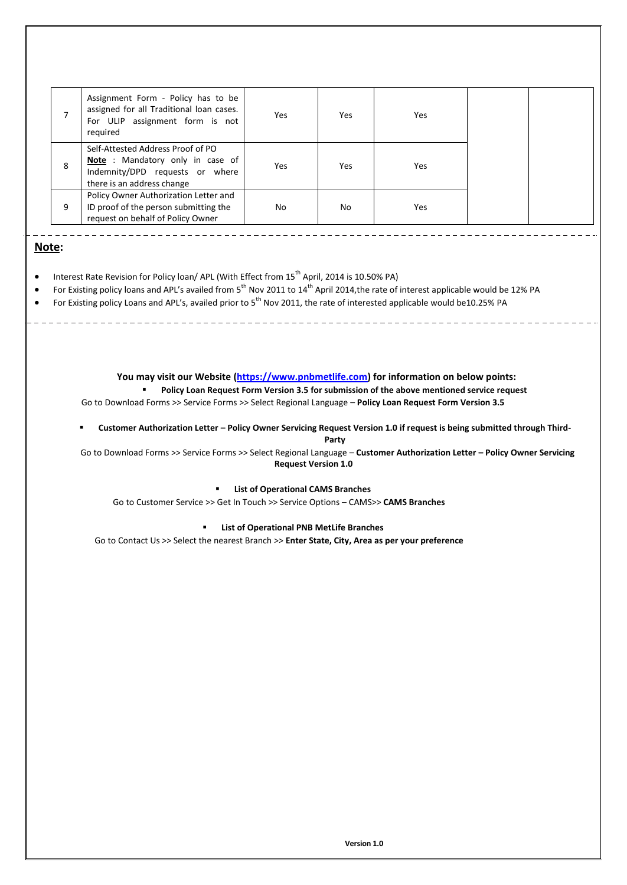| | | | | | | |
|---|---|---|---|---|---|---|
| 7 | Assignment Form - Policy has to be assigned for all Traditional loan cases. For ULIP assignment form is not required | Yes | Yes | Yes | | |
| 8 | Self-Attested Address Proof of PO **Note** : Mandatory only in case of Indemnity/DPD requests or where there is an address change | Yes | Yes | Yes | | |
| 9 | Policy Owner Authorization Letter and ID proof of the person submitting the request on behalf of Policy Owner | No | No | Yes | | |

**Note:**

- Interest Rate Revision for Policy loan/ APL (With Effect from 15th April, 2014 is 10.50% PA)
- For Existing policy loans and APL's availed from 5th Nov 2011 to 14th April 2014,the rate of interest applicable would be 12% PA
- For Existing policy Loans and APL's, availed prior to 5th Nov 2011, the rate of interested applicable would be10.25% PA

**You may visit our Website ([https://www.pnbmetlife.com](https://www.pnbmetlife.com)) for information on below points:**

- **Policy Loan Request Form Version 3.5 for submission of the above mentioned service request**

Go to Download Forms >> Service Forms >> Select Regional Language – **Policy Loan Request Form Version 3.5**

- **Customer Authorization Letter – Policy Owner Servicing Request Version 1.0 if request is being submitted through Third-Party**

Go to Download Forms >> Service Forms >> Select Regional Language – **Customer Authorization Letter – Policy Owner Servicing Request Version 1.0**

- **List of Operational CAMS Branches**

Go to Customer Service >> Get In Touch >> Service Options – CAMS>> **CAMS Branches**

- **List of Operational PNB MetLife Branches**

Go to Contact Us >> Select the nearest Branch >> **Enter State, City, Area as per your preference**

**Version 1.0**